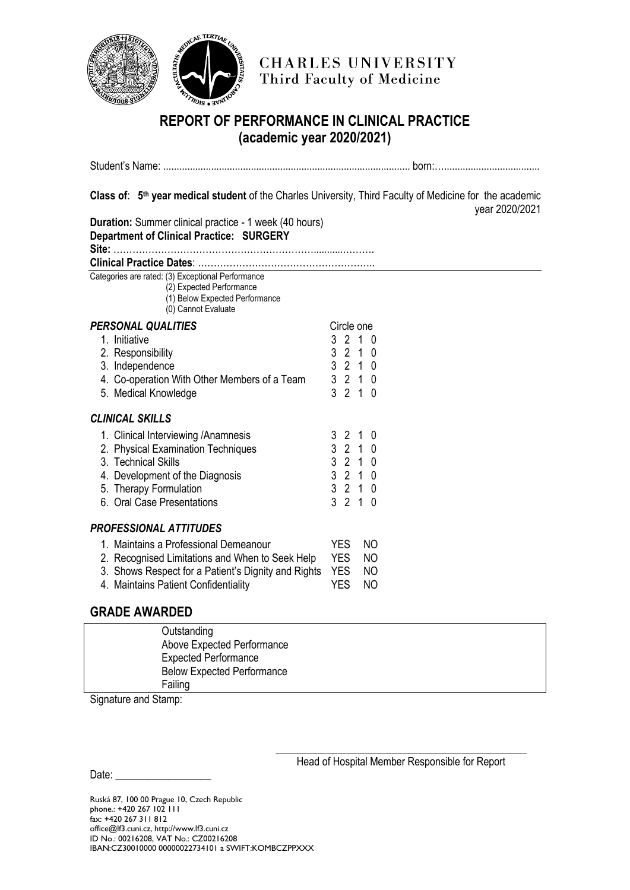CHARLES UNIVERSITY
Third Faculty of Medicine

# REPORT OF PERFORMANCE IN CLINICAL PRACTICE (academic year 2020/2021)

Student's Name: ........................................................................................... born:…....................................

**Class of**: **5th year medical student** of the Charles University, Third Faculty of Medicine for the academic year 2020/2021

**Duration:** Summer clinical practice - 1 week (40 hours)

**Department of Clinical Practice: SURGERY**

**Site:** ……………………………………………………..........……….

**Clinical Practice Dates**: ………………………………………………..

Categories are rated: (3) Exceptional Performance
(2) Expected Performance
(1) Below Expected Performance
(0) Cannot Evaluate

| ***PERSONAL QUALITIES*** | Circle one |
|---|---|
| 1. Initiative | 3 2 1 0 |
| 2. Responsibility | 3 2 1 0 |
| 3. Independence | 3 2 1 0 |
| 4. Co-operation With Other Members of a Team | 3 2 1 0 |
| 5. Medical Knowledge | 3 2 1 0 |

| ***CLINICAL SKILLS*** | |
|---|---|
| 1. Clinical Interviewing /Anamnesis | 3 2 1 0 |
| 2. Physical Examination Techniques | 3 2 1 0 |
| 3. Technical Skills | 3 2 1 0 |
| 4. Development of the Diagnosis | 3 2 1 0 |
| 5. Therapy Formulation | 3 2 1 0 |
| 6. Oral Case Presentations | 3 2 1 0 |

| ***PROFESSIONAL ATTITUDES*** | | |
|---|---|---|
| 1. Maintains a Professional Demeanour | YES | NO |
| 2. Recognised Limitations and When to Seek Help | YES | NO |
| 3. Shows Respect for a Patient's Dignity and Rights | YES | NO |
| 4. Maintains Patient Confidentiality | YES | NO |

## GRADE AWARDED

- Outstanding
- Above Expected Performance
- Expected Performance
- Below Expected Performance
- Failing

Signature and Stamp:

_______________________________________________
Head of Hospital Member Responsible for Report

Date: __________________

Ruská 87, 100 00 Prague 10, Czech Republic
phone.: +420 267 102 111
fax: +420 267 311 812
office@lf3.cuni.cz, http://www.lf3.cuni.cz
ID No.: 00216208, VAT No.: CZ00216208
IBAN:CZ30010000 00000022734101 a SWIFT:KOMBCZPPXXX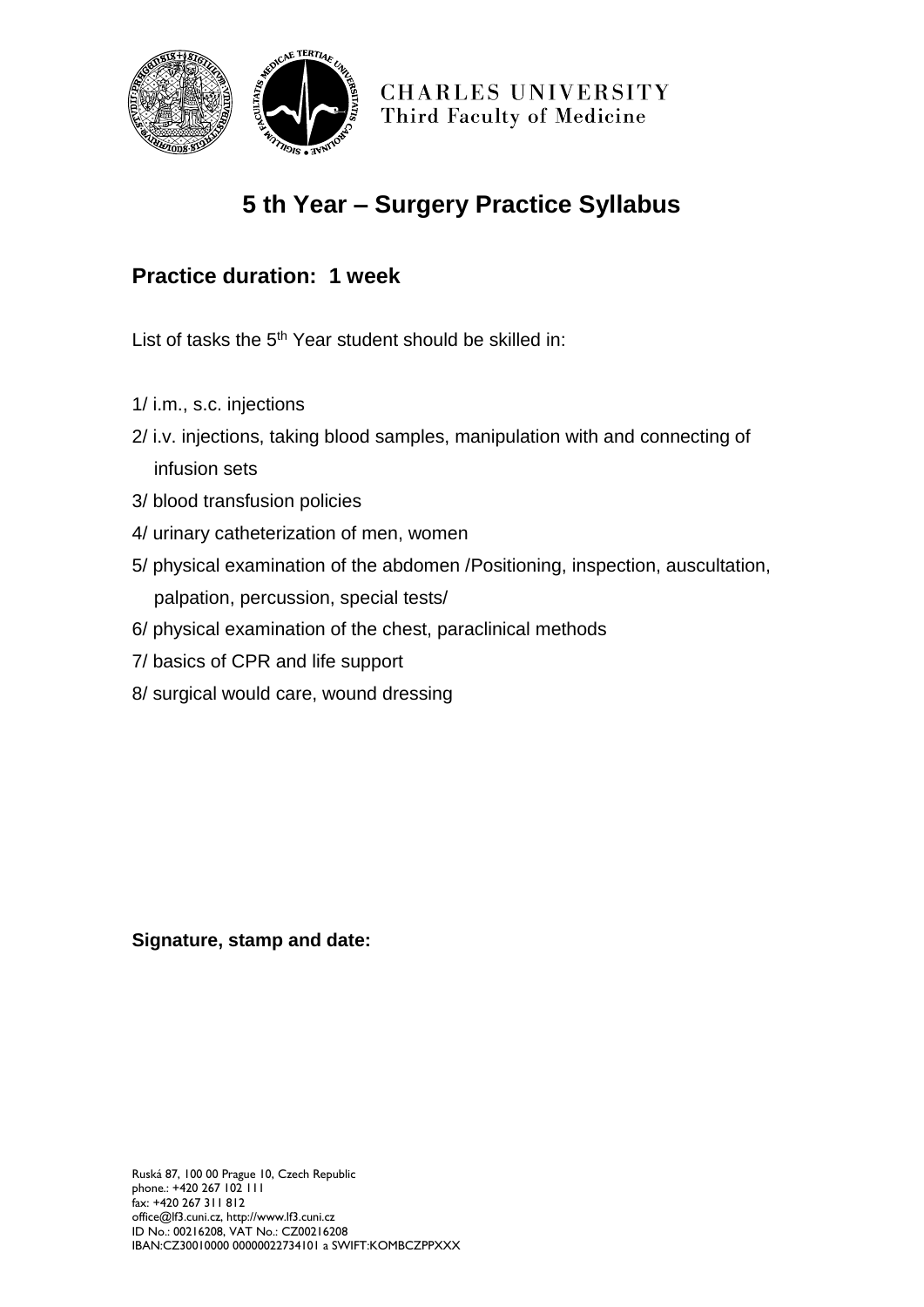CHARLES UNIVERSITY
Third Faculty of Medicine

# 5 th Year – Surgery Practice Syllabus

## Practice duration: 1 week

List of tasks the 5th Year student should be skilled in:

1/ i.m., s.c. injections

2/ i.v. injections, taking blood samples, manipulation with and connecting of infusion sets

3/ blood transfusion policies

4/ urinary catheterization of men, women

5/ physical examination of the abdomen /Positioning, inspection, auscultation, palpation, percussion, special tests/

6/ physical examination of the chest, paraclinical methods

7/ basics of CPR and life support

8/ surgical would care, wound dressing

**Signature, stamp and date:**

Ruská 87, 100 00 Prague 10, Czech Republic
phone.: +420 267 102 111
fax: +420 267 311 812
office@lf3.cuni.cz, http://www.lf3.cuni.cz
ID No.: 00216208, VAT No.: CZ00216208
IBAN:CZ30010000 00000022734101 a SWIFT:KOMBCZPPXXX